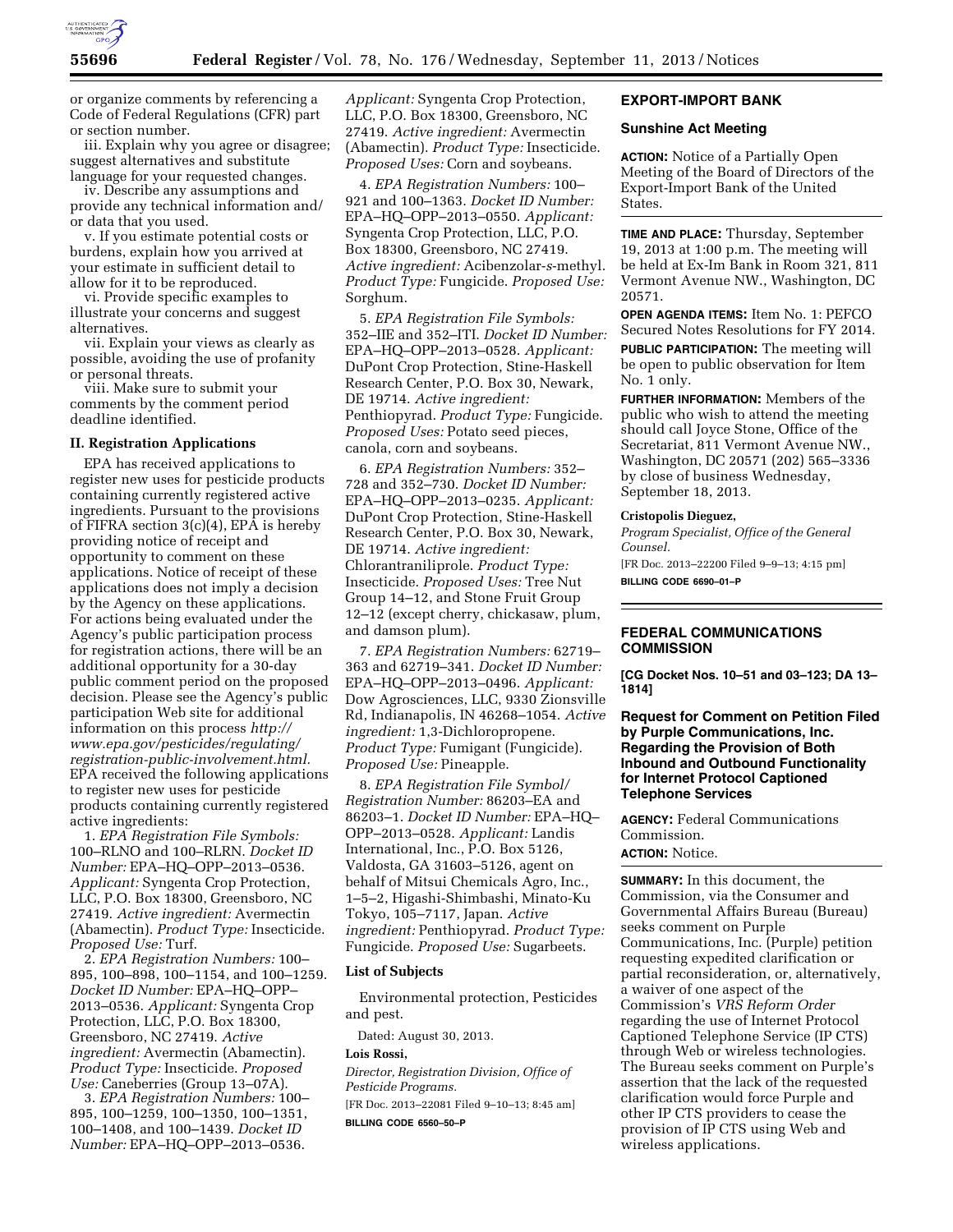or organize comments by referencing a Code of Federal Regulations (CFR) part or section number.

iii. Explain why you agree or disagree; suggest alternatives and substitute language for your requested changes.

iv. Describe any assumptions and provide any technical information and/or data that you used.

v. If you estimate potential costs or burdens, explain how you arrived at your estimate in sufficient detail to allow for it to be reproduced.

vi. Provide specific examples to illustrate your concerns and suggest alternatives.

vii. Explain your views as clearly as possible, avoiding the use of profanity or personal threats.

viii. Make sure to submit your comments by the comment period deadline identified.

### II. Registration Applications

EPA has received applications to register new uses for pesticide products containing currently registered active ingredients. Pursuant to the provisions of FIFRA section 3(c)(4), EPA is hereby providing notice of receipt and opportunity to comment on these applications. Notice of receipt of these applications does not imply a decision by the Agency on these applications. For actions being evaluated under the Agency's public participation process for registration actions, there will be an additional opportunity for a 30-day public comment period on the proposed decision. Please see the Agency's public participation Web site for additional information on this process *http://www.epa.gov/pesticides/regulating/registration-public-involvement.html.* EPA received the following applications to register new uses for pesticide products containing currently registered active ingredients:

1. *EPA Registration File Symbols:* 100–RLNO and 100–RLRN. *Docket ID Number:* EPA–HQ–OPP–2013–0536. *Applicant:* Syngenta Crop Protection, LLC, P.O. Box 18300, Greensboro, NC 27419. *Active ingredient:* Avermectin (Abamectin). *Product Type:* Insecticide. *Proposed Use:* Turf.

2. *EPA Registration Numbers:* 100–895, 100–898, 100–1154, and 100–1259. *Docket ID Number:* EPA–HQ–OPP–2013–0536. *Applicant:* Syngenta Crop Protection, LLC, P.O. Box 18300, Greensboro, NC 27419. *Active ingredient:* Avermectin (Abamectin). *Product Type:* Insecticide. *Proposed Use:* Caneberries (Group 13–07A).

3. *EPA Registration Numbers:* 100–895, 100–1259, 100–1350, 100–1351, 100–1408, and 100–1439. *Docket ID Number:* EPA–HQ–OPP–2013–0536. *Applicant:* Syngenta Crop Protection, LLC, P.O. Box 18300, Greensboro, NC 27419. *Active ingredient:* Avermectin (Abamectin). *Product Type:* Insecticide. *Proposed Uses:* Corn and soybeans.

4. *EPA Registration Numbers:* 100–921 and 100–1363. *Docket ID Number:* EPA–HQ–OPP–2013–0550. *Applicant:* Syngenta Crop Protection, LLC, P.O. Box 18300, Greensboro, NC 27419. *Active ingredient:* Acibenzolar-*s*-methyl. *Product Type:* Fungicide. *Proposed Use:* Sorghum.

5. *EPA Registration File Symbols:* 352–IIE and 352–ITI. *Docket ID Number:* EPA–HQ–OPP–2013–0528. *Applicant:* DuPont Crop Protection, Stine-Haskell Research Center, P.O. Box 30, Newark, DE 19714. *Active ingredient:* Penthiopyrad. *Product Type:* Fungicide. *Proposed Uses:* Potato seed pieces, canola, corn and soybeans.

6. *EPA Registration Numbers:* 352–728 and 352–730. *Docket ID Number:* EPA–HQ–OPP–2013–0235. *Applicant:* DuPont Crop Protection, Stine-Haskell Research Center, P.O. Box 30, Newark, DE 19714. *Active ingredient:* Chlorantraniliprole. *Product Type:* Insecticide. *Proposed Uses:* Tree Nut Group 14–12, and Stone Fruit Group 12–12 (except cherry, chickasaw, plum, and damson plum).

7. *EPA Registration Numbers:* 62719–363 and 62719–341. *Docket ID Number:* EPA–HQ–OPP–2013–0496. *Applicant:* Dow Agrosciences, LLC, 9330 Zionsville Rd, Indianapolis, IN 46268–1054. *Active ingredient:* 1,3-Dichloropropene. *Product Type:* Fumigant (Fungicide). *Proposed Use:* Pineapple.

8. *EPA Registration File Symbol/Registration Number:* 86203–EA and 86203–1. *Docket ID Number:* EPA–HQ–OPP–2013–0528. *Applicant:* Landis International, Inc., P.O. Box 5126, Valdosta, GA 31603–5126, agent on behalf of Mitsui Chemicals Agro, Inc., 1–5–2, Higashi-Shimbashi, Minato-Ku Tokyo, 105–7117, Japan. *Active ingredient:* Penthiopyrad. *Product Type:* Fungicide. *Proposed Use:* Sugarbeets.

### List of Subjects

Environmental protection, Pesticides and pest.

Dated: August 30, 2013.

**Lois Rossi,**

*Director, Registration Division, Office of Pesticide Programs.*

[FR Doc. 2013–22081 Filed 9–10–13; 8:45 am]

**BILLING CODE 6560–50–P**

## EXPORT-IMPORT BANK

### Sunshine Act Meeting

**ACTION:** Notice of a Partially Open Meeting of the Board of Directors of the Export-Import Bank of the United States.

**TIME AND PLACE:** Thursday, September 19, 2013 at 1:00 p.m. The meeting will be held at Ex-Im Bank in Room 321, 811 Vermont Avenue NW., Washington, DC 20571.

**OPEN AGENDA ITEMS:** Item No. 1: PEFCO Secured Notes Resolutions for FY 2014.

**PUBLIC PARTICIPATION:** The meeting will be open to public observation for Item No. 1 only.

**FURTHER INFORMATION:** Members of the public who wish to attend the meeting should call Joyce Stone, Office of the Secretariat, 811 Vermont Avenue NW., Washington, DC 20571 (202) 565–3336 by close of business Wednesday, September 18, 2013.

**Cristopolis Dieguez,**

*Program Specialist, Office of the General Counsel.*

[FR Doc. 2013–22200 Filed 9–9–13; 4:15 pm]

**BILLING CODE 6690–01–P**

## FEDERAL COMMUNICATIONS COMMISSION

**[CG Docket Nos. 10–51 and 03–123; DA 13–1814]**

### Request for Comment on Petition Filed by Purple Communications, Inc. Regarding the Provision of Both Inbound and Outbound Functionality for Internet Protocol Captioned Telephone Services

**AGENCY:** Federal Communications Commission.

**ACTION:** Notice.

**SUMMARY:** In this document, the Commission, via the Consumer and Governmental Affairs Bureau (Bureau) seeks comment on Purple Communications, Inc. (Purple) petition requesting expedited clarification or partial reconsideration, or, alternatively, a waiver of one aspect of the Commission's *VRS Reform Order* regarding the use of Internet Protocol Captioned Telephone Service (IP CTS) through Web or wireless technologies. The Bureau seeks comment on Purple's assertion that the lack of the requested clarification would force Purple and other IP CTS providers to cease the provision of IP CTS using Web and wireless applications.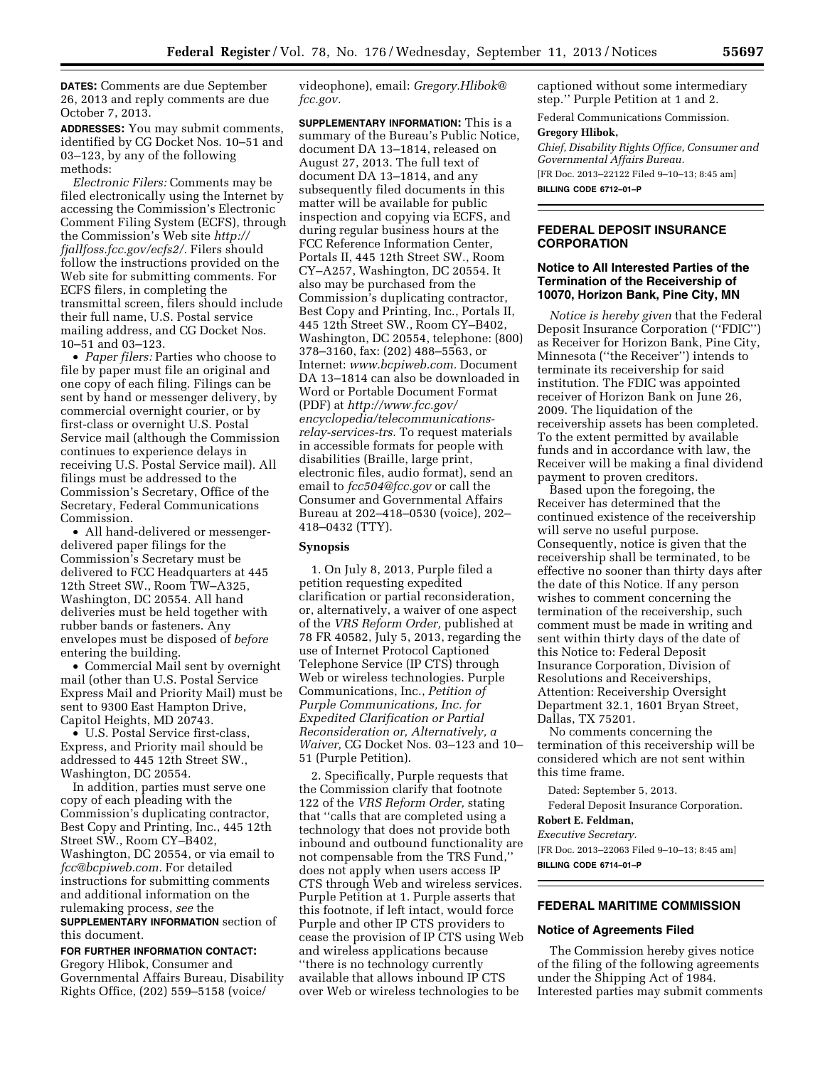**DATES:** Comments are due September 26, 2013 and reply comments are due October 7, 2013.

**ADDRESSES:** You may submit comments, identified by CG Docket Nos. 10–51 and 03–123, by any of the following methods:

*Electronic Filers:* Comments may be filed electronically using the Internet by accessing the Commission's Electronic Comment Filing System (ECFS), through the Commission's Web site *http://fjallfoss.fcc.gov/ecfs2/*. Filers should follow the instructions provided on the Web site for submitting comments. For ECFS filers, in completing the transmittal screen, filers should include their full name, U.S. Postal service mailing address, and CG Docket Nos. 10–51 and 03–123.

- *Paper filers:* Parties who choose to file by paper must file an original and one copy of each filing. Filings can be sent by hand or messenger delivery, by commercial overnight courier, or by first-class or overnight U.S. Postal Service mail (although the Commission continues to experience delays in receiving U.S. Postal Service mail). All filings must be addressed to the Commission's Secretary, Office of the Secretary, Federal Communications Commission.
- All hand-delivered or messenger-delivered paper filings for the Commission's Secretary must be delivered to FCC Headquarters at 445 12th Street SW., Room TW–A325, Washington, DC 20554. All hand deliveries must be held together with rubber bands or fasteners. Any envelopes must be disposed of *before* entering the building.
- Commercial Mail sent by overnight mail (other than U.S. Postal Service Express Mail and Priority Mail) must be sent to 9300 East Hampton Drive, Capitol Heights, MD 20743.
- U.S. Postal Service first-class, Express, and Priority mail should be addressed to 445 12th Street SW., Washington, DC 20554.

In addition, parties must serve one copy of each pleading with the Commission's duplicating contractor, Best Copy and Printing, Inc., 445 12th Street SW., Room CY–B402, Washington, DC 20554, or via email to *fcc@bcpiweb.com*. For detailed instructions for submitting comments and additional information on the rulemaking process, *see* the **SUPPLEMENTARY INFORMATION** section of this document.

**FOR FURTHER INFORMATION CONTACT:** Gregory Hlibok, Consumer and Governmental Affairs Bureau, Disability Rights Office, (202) 559–5158 (voice/videophone), email: *Gregory.Hlibok@fcc.gov*.

**SUPPLEMENTARY INFORMATION:** This is a summary of the Bureau's Public Notice, document DA 13–1814, released on August 27, 2013. The full text of document DA 13–1814, and any subsequently filed documents in this matter will be available for public inspection and copying via ECFS, and during regular business hours at the FCC Reference Information Center, Portals II, 445 12th Street SW., Room CY–A257, Washington, DC 20554. It also may be purchased from the Commission's duplicating contractor, Best Copy and Printing, Inc., Portals II, 445 12th Street SW., Room CY–B402, Washington, DC 20554, telephone: (800) 378–3160, fax: (202) 488–5563, or Internet: *www.bcpiweb.com*. Document DA 13–1814 can also be downloaded in Word or Portable Document Format (PDF) at *http://www.fcc.gov/encyclopedia/telecommunications-relay-services-trs*. To request materials in accessible formats for people with disabilities (Braille, large print, electronic files, audio format), send an email to *fcc504@fcc.gov* or call the Consumer and Governmental Affairs Bureau at 202–418–0530 (voice), 202–418–0432 (TTY).

### Synopsis

1. On July 8, 2013, Purple filed a petition requesting expedited clarification or partial reconsideration, or, alternatively, a waiver of one aspect of the *VRS Reform Order*, published at 78 FR 40582, July 5, 2013, regarding the use of Internet Protocol Captioned Telephone Service (IP CTS) through Web or wireless technologies. Purple Communications, Inc., *Petition of Purple Communications, Inc. for Expedited Clarification or Partial Reconsideration or, Alternatively, a Waiver*, CG Docket Nos. 03–123 and 10–51 (Purple Petition).

2. Specifically, Purple requests that the Commission clarify that footnote 122 of the *VRS Reform Order*, stating that ''calls that are completed using a technology that does not provide both inbound and outbound functionality are not compensable from the TRS Fund,'' does not apply when users access IP CTS through Web and wireless services. Purple Petition at 1. Purple asserts that this footnote, if left intact, would force Purple and other IP CTS providers to cease the provision of IP CTS using Web and wireless applications because ''there is no technology currently available that allows inbound IP CTS over Web or wireless technologies to be captioned without some intermediary step.'' Purple Petition at 1 and 2.

Federal Communications Commission.

**Gregory Hlibok,**

*Chief, Disability Rights Office, Consumer and Governmental Affairs Bureau.*

[FR Doc. 2013–22122 Filed 9–10–13; 8:45 am]

**BILLING CODE 6712–01–P**

## FEDERAL DEPOSIT INSURANCE CORPORATION

### Notice to All Interested Parties of the Termination of the Receivership of 10070, Horizon Bank, Pine City, MN

*Notice is hereby given* that the Federal Deposit Insurance Corporation (''FDIC'') as Receiver for Horizon Bank, Pine City, Minnesota (''the Receiver'') intends to terminate its receivership for said institution. The FDIC was appointed receiver of Horizon Bank on June 26, 2009. The liquidation of the receivership assets has been completed. To the extent permitted by available funds and in accordance with law, the Receiver will be making a final dividend payment to proven creditors.

Based upon the foregoing, the Receiver has determined that the continued existence of the receivership will serve no useful purpose. Consequently, notice is given that the receivership shall be terminated, to be effective no sooner than thirty days after the date of this Notice. If any person wishes to comment concerning the termination of the receivership, such comment must be made in writing and sent within thirty days of the date of this Notice to: Federal Deposit Insurance Corporation, Division of Resolutions and Receiverships, Attention: Receivership Oversight Department 32.1, 1601 Bryan Street, Dallas, TX 75201.

No comments concerning the termination of this receivership will be considered which are not sent within this time frame.

Dated: September 5, 2013.

Federal Deposit Insurance Corporation.

**Robert E. Feldman,**

*Executive Secretary.*

[FR Doc. 2013–22063 Filed 9–10–13; 8:45 am]

**BILLING CODE 6714–01–P**

## FEDERAL MARITIME COMMISSION

### Notice of Agreements Filed

The Commission hereby gives notice of the filing of the following agreements under the Shipping Act of 1984. Interested parties may submit comments